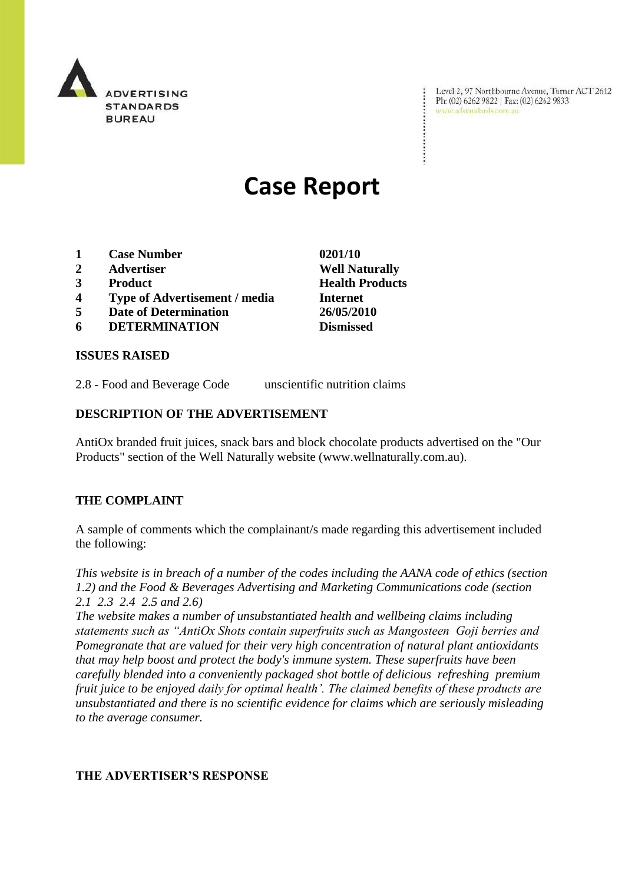ADVERTISING STANDARDS BUREAU

Level 2, 97 Northbourne Avenue, Turner ACT 2612
Ph: (02) 6262 9822 | Fax: (02) 6262 9833
www.adstandards.com.au

# Case Report

| | | |
|---|---|---|
| **1** | **Case Number** | **0201/10** |
| **2** | **Advertiser** | **Well Naturally** |
| **3** | **Product** | **Health Products** |
| **4** | **Type of Advertisement / media** | **Internet** |
| **5** | **Date of Determination** | **26/05/2010** |
| **6** | **DETERMINATION** | **Dismissed** |

## ISSUES RAISED

2.8 - Food and Beverage Code unscientific nutrition claims

## DESCRIPTION OF THE ADVERTISEMENT

AntiOx branded fruit juices, snack bars and block chocolate products advertised on the "Our Products" section of the Well Naturally website (www.wellnaturally.com.au).

## THE COMPLAINT

A sample of comments which the complainant/s made regarding this advertisement included the following:

*This website is in breach of a number of the codes including the AANA code of ethics (section 1.2) and the Food & Beverages Advertising and Marketing Communications code (section 2.1 2.3 2.4 2.5 and 2.6)*

*The website makes a number of unsubstantiated health and wellbeing claims including statements such as "AntiOx Shots contain superfruits such as Mangosteen Goji berries and Pomegranate that are valued for their very high concentration of natural plant antioxidants that may help boost and protect the body's immune system. These superfruits have been carefully blended into a conveniently packaged shot bottle of delicious refreshing premium fruit juice to be enjoyed daily for optimal health'. The claimed benefits of these products are unsubstantiated and there is no scientific evidence for claims which are seriously misleading to the average consumer.*

## THE ADVERTISER'S RESPONSE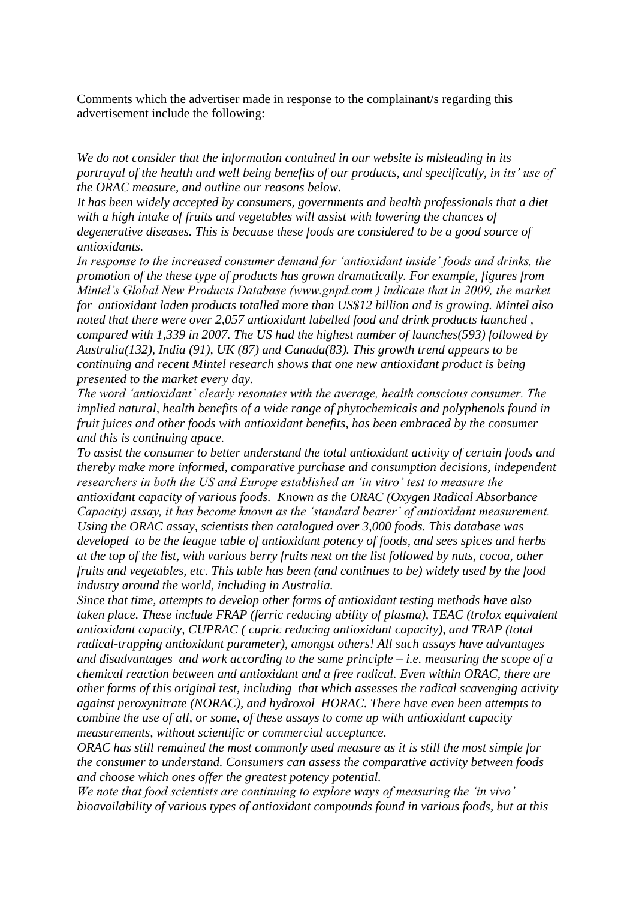Comments which the advertiser made in response to the complainant/s regarding this advertisement include the following:

*We do not consider that the information contained in our website is misleading in its portrayal of the health and well being benefits of our products, and specifically, in its' use of the ORAC measure, and outline our reasons below.*

*It has been widely accepted by consumers, governments and health professionals that a diet with a high intake of fruits and vegetables will assist with lowering the chances of degenerative diseases. This is because these foods are considered to be a good source of antioxidants.*

*In response to the increased consumer demand for 'antioxidant inside' foods and drinks, the promotion of the these type of products has grown dramatically. For example, figures from Mintel's Global New Products Database (www.gnpd.com ) indicate that in 2009, the market for antioxidant laden products totalled more than US$12 billion and is growing. Mintel also noted that there were over 2,057 antioxidant labelled food and drink products launched , compared with 1,339 in 2007. The US had the highest number of launches(593) followed by Australia(132), India (91), UK (87) and Canada(83). This growth trend appears to be continuing and recent Mintel research shows that one new antioxidant product is being presented to the market every day.*

*The word 'antioxidant' clearly resonates with the average, health conscious consumer. The implied natural, health benefits of a wide range of phytochemicals and polyphenols found in fruit juices and other foods with antioxidant benefits, has been embraced by the consumer and this is continuing apace.*

*To assist the consumer to better understand the total antioxidant activity of certain foods and thereby make more informed, comparative purchase and consumption decisions, independent researchers in both the US and Europe established an 'in vitro' test to measure the antioxidant capacity of various foods. Known as the ORAC (Oxygen Radical Absorbance Capacity) assay, it has become known as the 'standard bearer' of antioxidant measurement. Using the ORAC assay, scientists then catalogued over 3,000 foods. This database was developed to be the league table of antioxidant potency of foods, and sees spices and herbs at the top of the list, with various berry fruits next on the list followed by nuts, cocoa, other fruits and vegetables, etc. This table has been (and continues to be) widely used by the food industry around the world, including in Australia.*

*Since that time, attempts to develop other forms of antioxidant testing methods have also taken place. These include FRAP (ferric reducing ability of plasma), TEAC (trolox equivalent antioxidant capacity, CUPRAC ( cupric reducing antioxidant capacity), and TRAP (total radical-trapping antioxidant parameter), amongst others! All such assays have advantages and disadvantages and work according to the same principle – i.e. measuring the scope of a chemical reaction between and antioxidant and a free radical. Even within ORAC, there are other forms of this original test, including that which assesses the radical scavenging activity against peroxynitrate (NORAC), and hydroxol HORAC. There have even been attempts to combine the use of all, or some, of these assays to come up with antioxidant capacity measurements, without scientific or commercial acceptance.*

*ORAC has still remained the most commonly used measure as it is still the most simple for the consumer to understand. Consumers can assess the comparative activity between foods and choose which ones offer the greatest potency potential.*

*We note that food scientists are continuing to explore ways of measuring the 'in vivo' bioavailability of various types of antioxidant compounds found in various foods, but at this*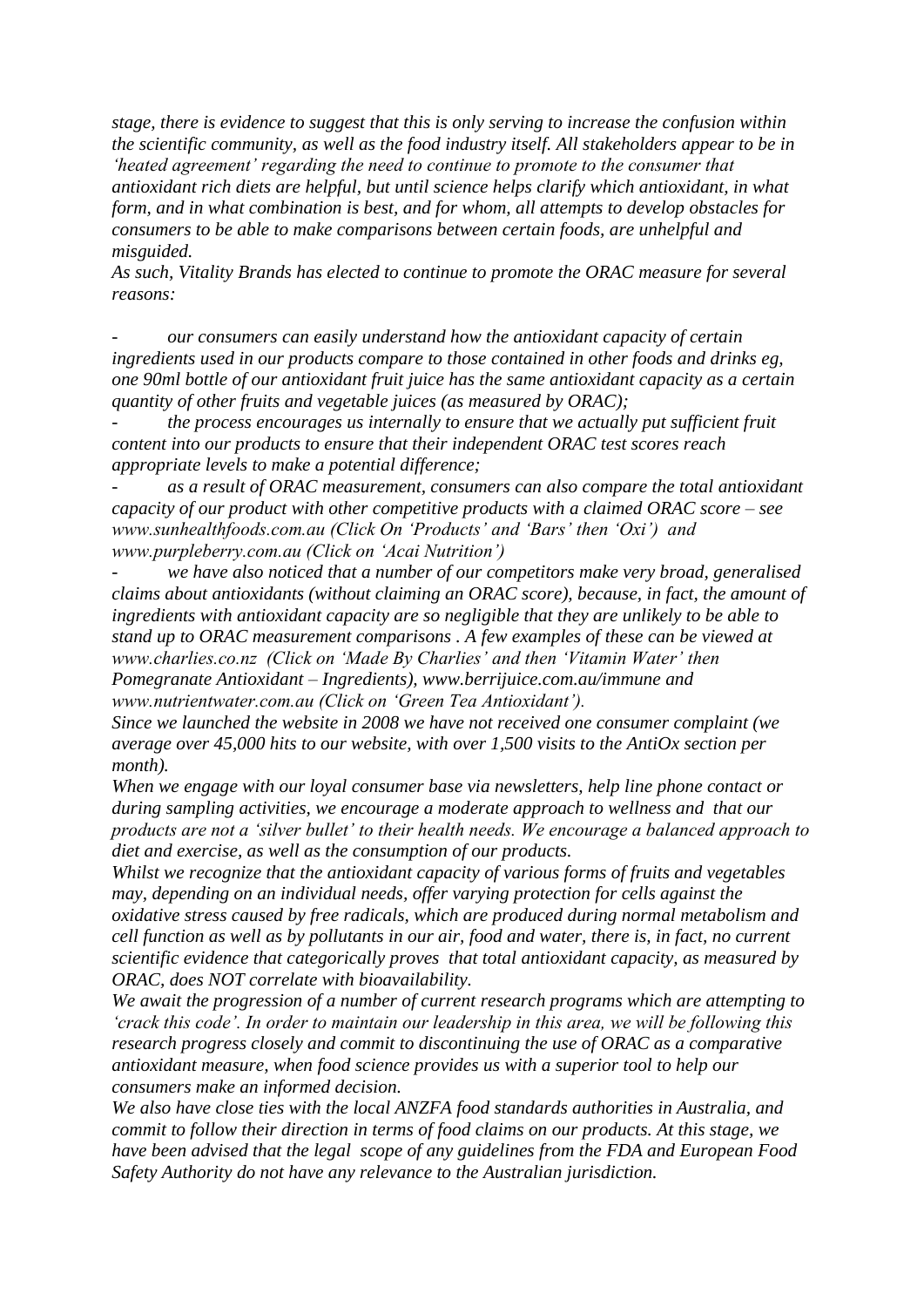*stage, there is evidence to suggest that this is only serving to increase the confusion within the scientific community, as well as the food industry itself. All stakeholders appear to be in 'heated agreement' regarding the need to continue to promote to the consumer that antioxidant rich diets are helpful, but until science helps clarify which antioxidant, in what form, and in what combination is best, and for whom, all attempts to develop obstacles for consumers to be able to make comparisons between certain foods, are unhelpful and misguided.*

*As such, Vitality Brands has elected to continue to promote the ORAC measure for several reasons:*

- *our consumers can easily understand how the antioxidant capacity of certain ingredients used in our products compare to those contained in other foods and drinks eg, one 90ml bottle of our antioxidant fruit juice has the same antioxidant capacity as a certain quantity of other fruits and vegetable juices (as measured by ORAC);*
- *the process encourages us internally to ensure that we actually put sufficient fruit content into our products to ensure that their independent ORAC test scores reach appropriate levels to make a potential difference;*
- *as a result of ORAC measurement, consumers can also compare the total antioxidant capacity of our product with other competitive products with a claimed ORAC score – see www.sunhealthfoods.com.au (Click On 'Products' and 'Bars' then 'Oxi') and www.purpleberry.com.au (Click on 'Acai Nutrition')*
- *we have also noticed that a number of our competitors make very broad, generalised claims about antioxidants (without claiming an ORAC score), because, in fact, the amount of ingredients with antioxidant capacity are so negligible that they are unlikely to be able to stand up to ORAC measurement comparisons . A few examples of these can be viewed at www.charlies.co.nz (Click on 'Made By Charlies' and then 'Vitamin Water' then Pomegranate Antioxidant – Ingredients), www.berrijuice.com.au/immune and www.nutrientwater.com.au (Click on 'Green Tea Antioxidant').*

*Since we launched the website in 2008 we have not received one consumer complaint (we average over 45,000 hits to our website, with over 1,500 visits to the AntiOx section per month).*

*When we engage with our loyal consumer base via newsletters, help line phone contact or during sampling activities, we encourage a moderate approach to wellness and that our products are not a 'silver bullet' to their health needs. We encourage a balanced approach to diet and exercise, as well as the consumption of our products.*

*Whilst we recognize that the antioxidant capacity of various forms of fruits and vegetables may, depending on an individual needs, offer varying protection for cells against the oxidative stress caused by free radicals, which are produced during normal metabolism and cell function as well as by pollutants in our air, food and water, there is, in fact, no current scientific evidence that categorically proves that total antioxidant capacity, as measured by ORAC, does NOT correlate with bioavailability.*

*We await the progression of a number of current research programs which are attempting to 'crack this code'. In order to maintain our leadership in this area, we will be following this research progress closely and commit to discontinuing the use of ORAC as a comparative antioxidant measure, when food science provides us with a superior tool to help our consumers make an informed decision.*

*We also have close ties with the local ANZFA food standards authorities in Australia, and commit to follow their direction in terms of food claims on our products. At this stage, we have been advised that the legal scope of any guidelines from the FDA and European Food Safety Authority do not have any relevance to the Australian jurisdiction.*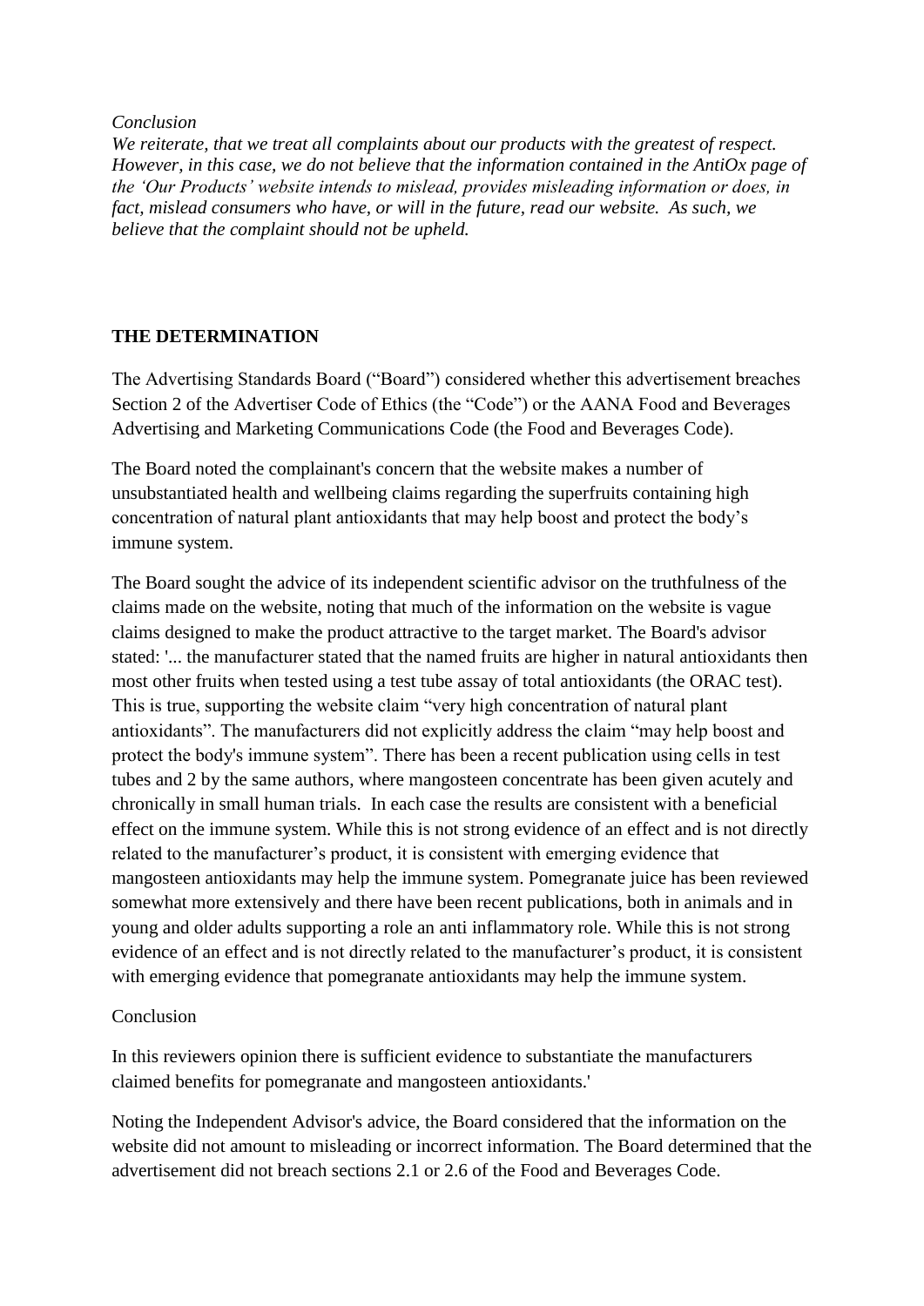*Conclusion*

*We reiterate, that we treat all complaints about our products with the greatest of respect. However, in this case, we do not believe that the information contained in the AntiOx page of the 'Our Products' website intends to mislead, provides misleading information or does, in fact, mislead consumers who have, or will in the future, read our website. As such, we believe that the complaint should not be upheld.*

**THE DETERMINATION**

The Advertising Standards Board ("Board") considered whether this advertisement breaches Section 2 of the Advertiser Code of Ethics (the "Code") or the AANA Food and Beverages Advertising and Marketing Communications Code (the Food and Beverages Code).

The Board noted the complainant's concern that the website makes a number of unsubstantiated health and wellbeing claims regarding the superfruits containing high concentration of natural plant antioxidants that may help boost and protect the body's immune system.

The Board sought the advice of its independent scientific advisor on the truthfulness of the claims made on the website, noting that much of the information on the website is vague claims designed to make the product attractive to the target market. The Board's advisor stated: '... the manufacturer stated that the named fruits are higher in natural antioxidants then most other fruits when tested using a test tube assay of total antioxidants (the ORAC test). This is true, supporting the website claim "very high concentration of natural plant antioxidants". The manufacturers did not explicitly address the claim "may help boost and protect the body's immune system". There has been a recent publication using cells in test tubes and 2 by the same authors, where mangosteen concentrate has been given acutely and chronically in small human trials. In each case the results are consistent with a beneficial effect on the immune system. While this is not strong evidence of an effect and is not directly related to the manufacturer's product, it is consistent with emerging evidence that mangosteen antioxidants may help the immune system. Pomegranate juice has been reviewed somewhat more extensively and there have been recent publications, both in animals and in young and older adults supporting a role an anti inflammatory role. While this is not strong evidence of an effect and is not directly related to the manufacturer's product, it is consistent with emerging evidence that pomegranate antioxidants may help the immune system.

Conclusion

In this reviewers opinion there is sufficient evidence to substantiate the manufacturers claimed benefits for pomegranate and mangosteen antioxidants.'

Noting the Independent Advisor's advice, the Board considered that the information on the website did not amount to misleading or incorrect information. The Board determined that the advertisement did not breach sections 2.1 or 2.6 of the Food and Beverages Code.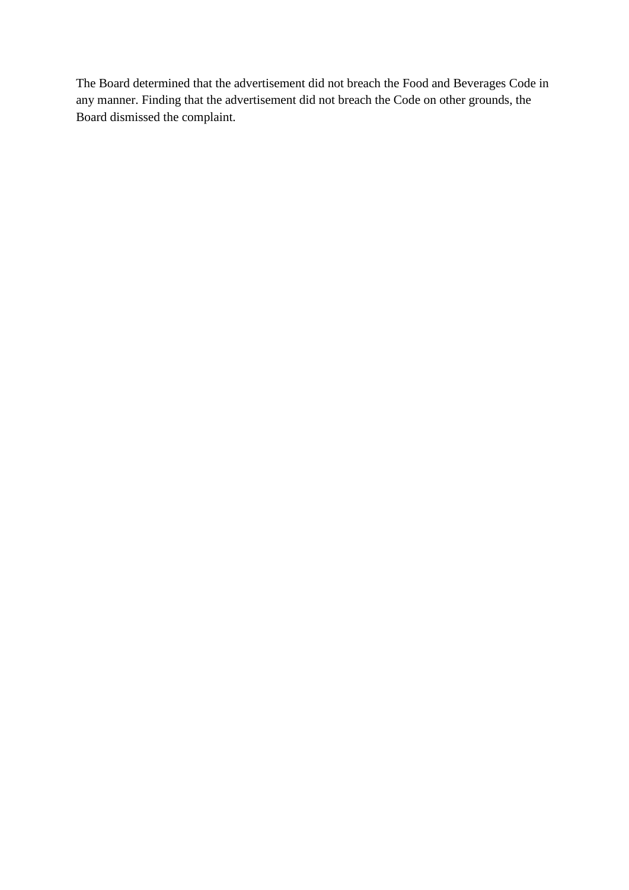The Board determined that the advertisement did not breach the Food and Beverages Code in any manner. Finding that the advertisement did not breach the Code on other grounds, the Board dismissed the complaint.